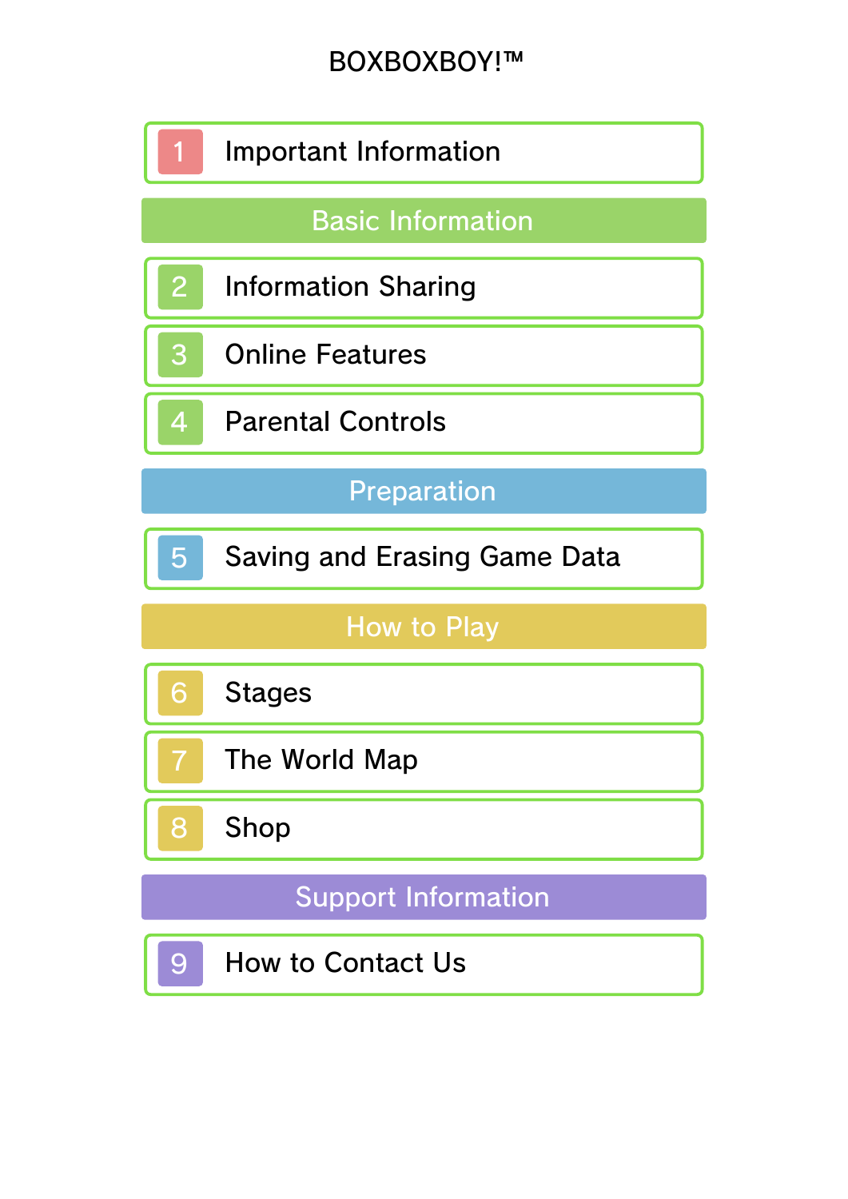# BOXBOXBOY!™

1 Important Information

## Basic Information

2 Information Sharing

3 Online Features

4 Parental Controls

## Preparation

5 Saving and Erasing Game Data

## How to Play

6 Stages

7 The World Map

8 Shop

## Support Information

9 How to Contact Us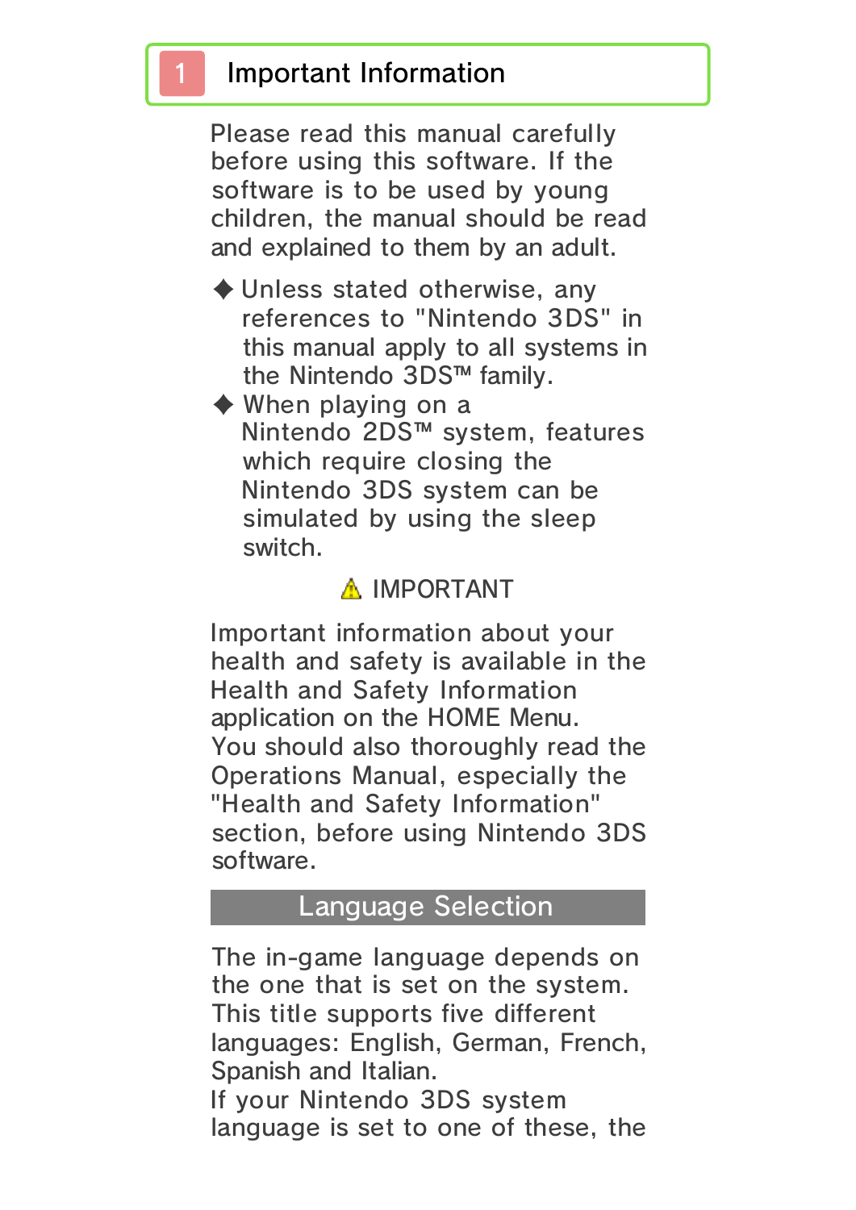# 1 Important Information

Please read this manual carefully before using this software. If the software is to be used by young children, the manual should be read and explained to them by an adult.

◆ Unless stated otherwise, any references to "Nintendo 3DS" in this manual apply to all systems in the Nintendo 3DS™ family.

◆ When playing on a Nintendo 2DS™ system, features which require closing the Nintendo 3DS system can be simulated by using the sleep switch.

⚠ IMPORTANT

Important information about your health and safety is available in the Health and Safety Information application on the HOME Menu.
You should also thoroughly read the Operations Manual, especially the "Health and Safety Information" section, before using Nintendo 3DS software.

## Language Selection

The in-game language depends on the one that is set on the system. This title supports five different languages: English, German, French, Spanish and Italian.
If your Nintendo 3DS system language is set to one of these, the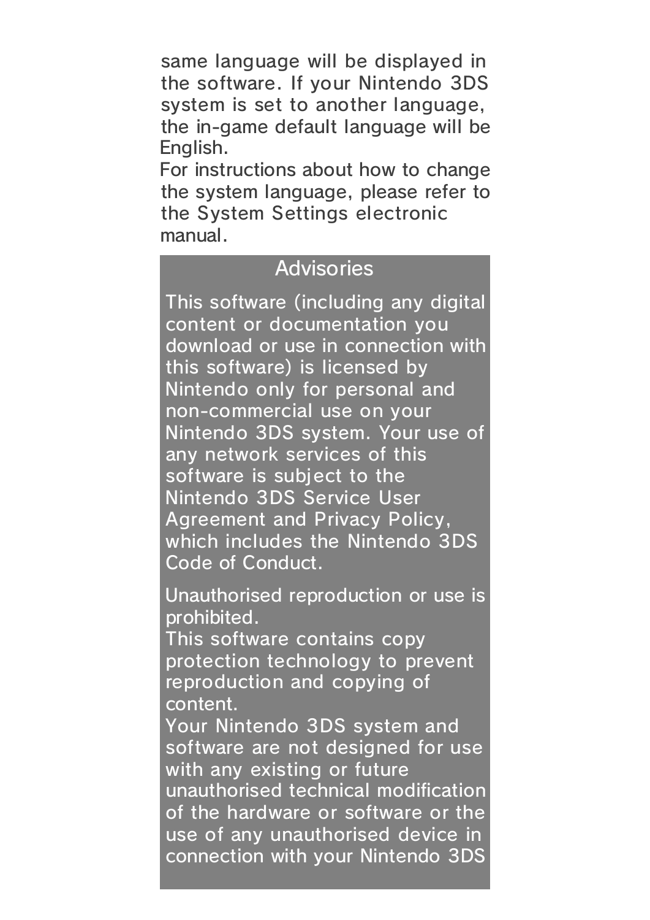same language will be displayed in the software. If your Nintendo 3DS system is set to another language, the in-game default language will be English.
For instructions about how to change the system language, please refer to the System Settings electronic manual.

## Advisories

This software (including any digital content or documentation you download or use in connection with this software) is licensed by Nintendo only for personal and non-commercial use on your Nintendo 3DS system. Your use of any network services of this software is subject to the Nintendo 3DS Service User Agreement and Privacy Policy, which includes the Nintendo 3DS Code of Conduct.

Unauthorised reproduction or use is prohibited.
This software contains copy protection technology to prevent reproduction and copying of content.
Your Nintendo 3DS system and software are not designed for use with any existing or future unauthorised technical modification of the hardware or software or the use of any unauthorised device in connection with your Nintendo 3DS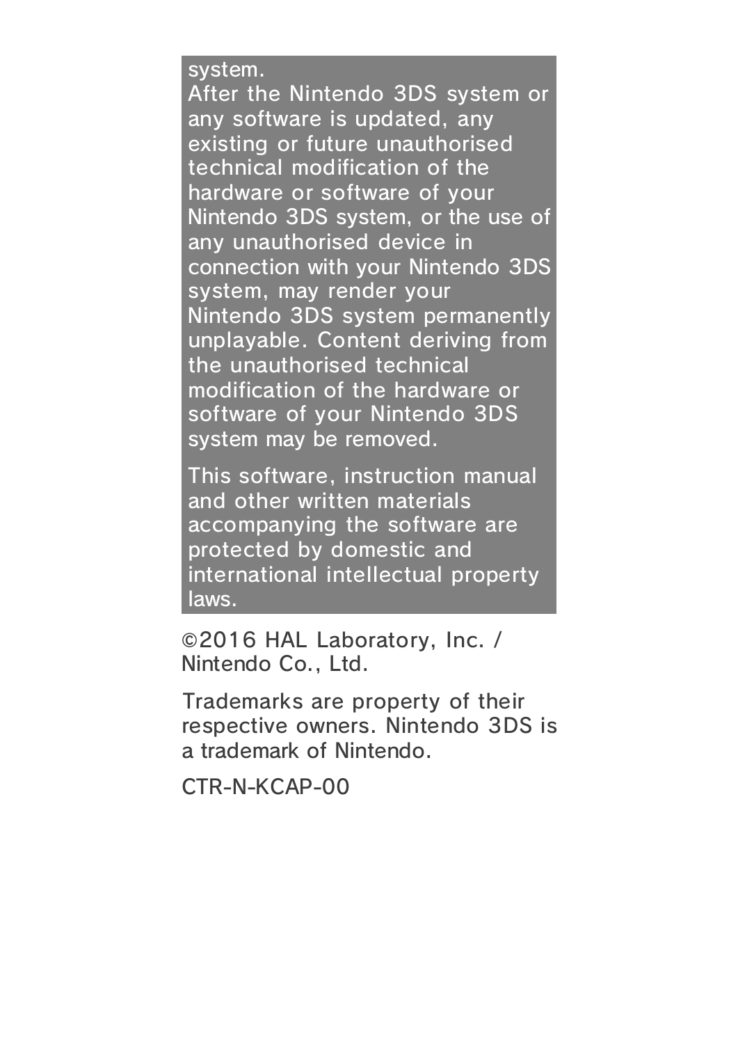system.
After the Nintendo 3DS system or any software is updated, any existing or future unauthorised technical modification of the hardware or software of your Nintendo 3DS system, or the use of any unauthorised device in connection with your Nintendo 3DS system, may render your Nintendo 3DS system permanently unplayable. Content deriving from the unauthorised technical modification of the hardware or software of your Nintendo 3DS system may be removed.

This software, instruction manual and other written materials accompanying the software are protected by domestic and international intellectual property laws.

©2016 HAL Laboratory, Inc. / Nintendo Co., Ltd.

Trademarks are property of their respective owners. Nintendo 3DS is a trademark of Nintendo.

CTR-N-KCAP-00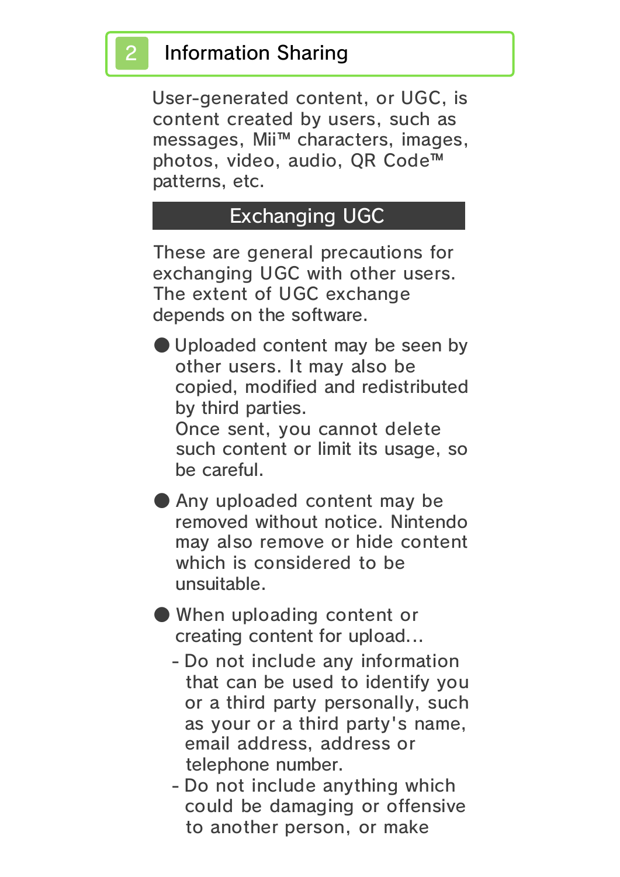## 2 Information Sharing

User-generated content, or UGC, is content created by users, such as messages, Mii™ characters, images, photos, video, audio, QR Code™ patterns, etc.

### Exchanging UGC

These are general precautions for exchanging UGC with other users. The extent of UGC exchange depends on the software.

- Uploaded content may be seen by other users. It may also be copied, modified and redistributed by third parties.
  Once sent, you cannot delete such content or limit its usage, so be careful.
- Any uploaded content may be removed without notice. Nintendo may also remove or hide content which is considered to be unsuitable.
- When uploading content or creating content for upload...
  - Do not include any information that can be used to identify you or a third party personally, such as your or a third party's name, email address, address or telephone number.
  - Do not include anything which could be damaging or offensive to another person, or make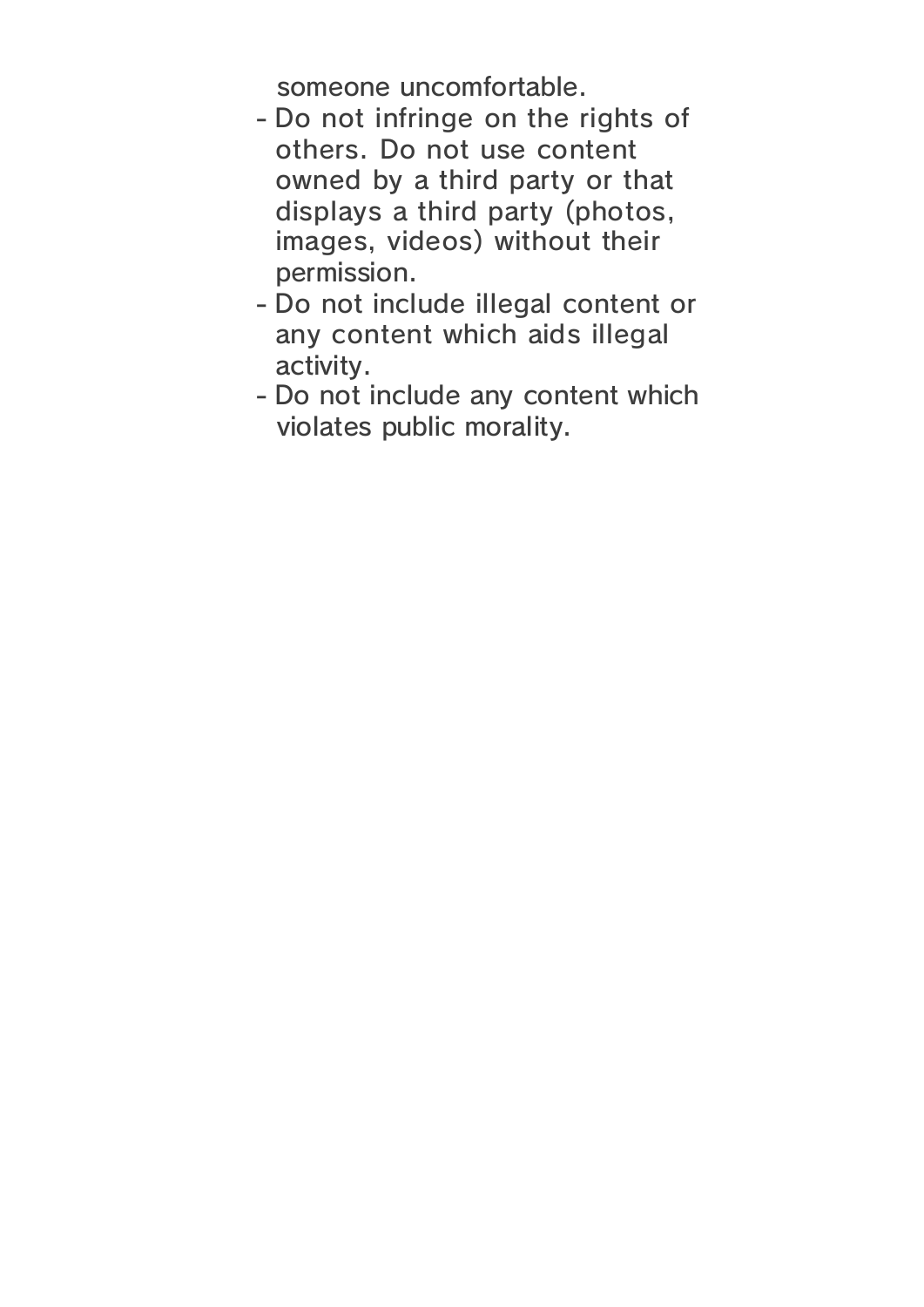someone uncomfortable.

- Do not infringe on the rights of others. Do not use content owned by a third party or that displays a third party (photos, images, videos) without their permission.
- Do not include illegal content or any content which aids illegal activity.
- Do not include any content which violates public morality.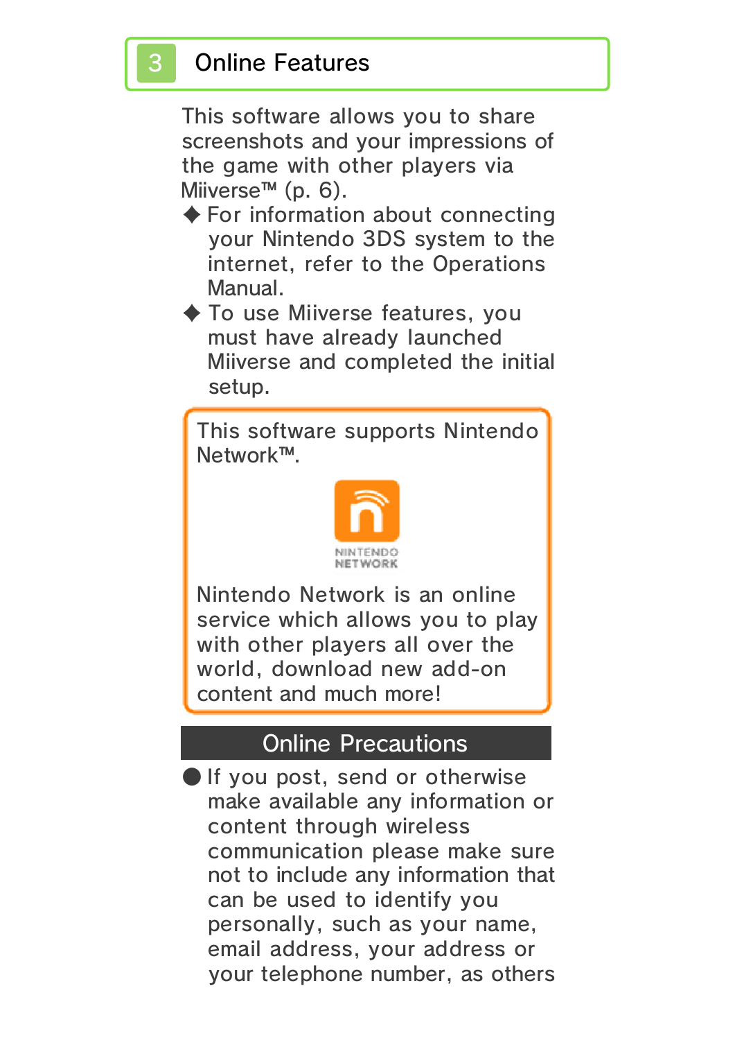## 3 Online Features

This software allows you to share screenshots and your impressions of the game with other players via Miiverse™ (p. 6).

✦ For information about connecting your Nintendo 3DS system to the internet, refer to the Operations Manual.

✦ To use Miiverse features, you must have already launched Miiverse and completed the initial setup.

> This software supports Nintendo Network™.
>
> NINTENDO NETWORK
>
> Nintendo Network is an online service which allows you to play with other players all over the world, download new add-on content and much more!

### Online Precautions

- If you post, send or otherwise make available any information or content through wireless communication please make sure not to include any information that can be used to identify you personally, such as your name, email address, your address or your telephone number, as others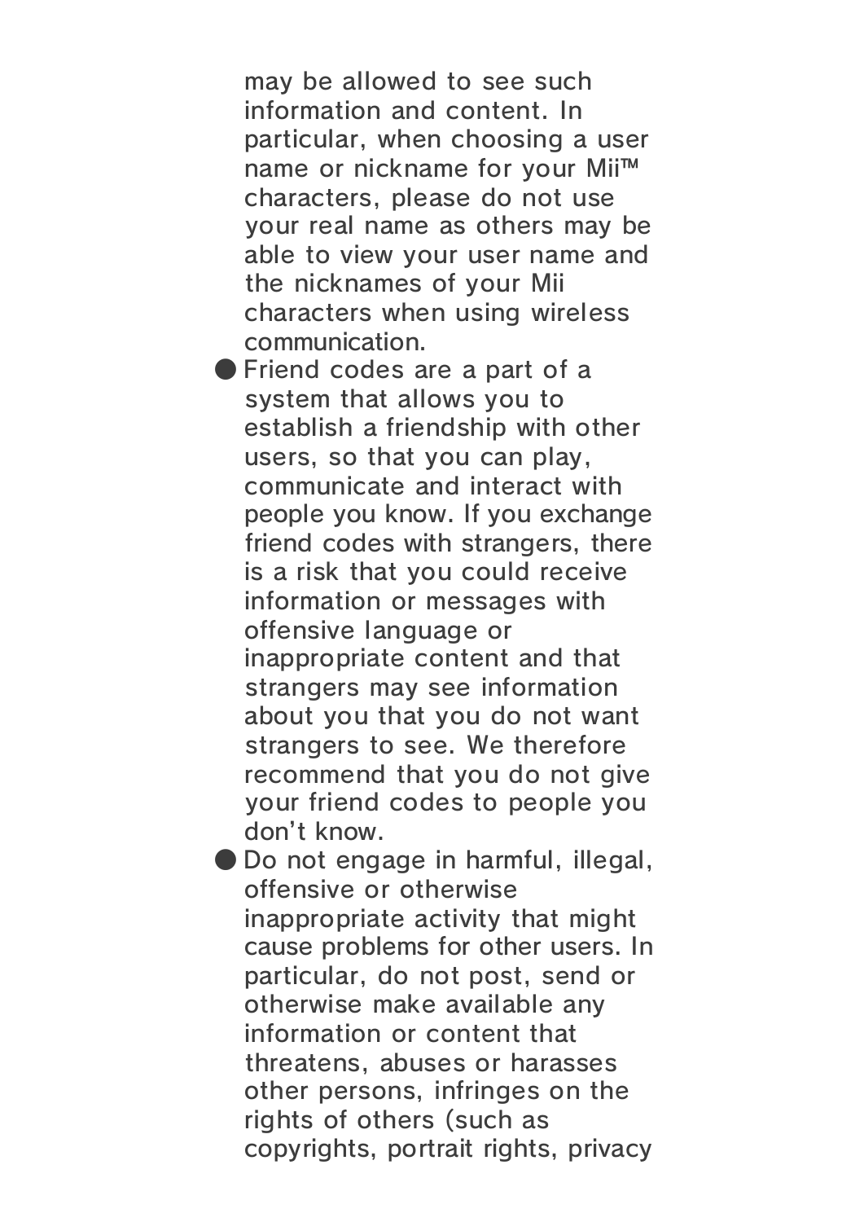may be allowed to see such information and content. In particular, when choosing a user name or nickname for your Mii™ characters, please do not use your real name as others may be able to view your user name and the nicknames of your Mii characters when using wireless communication.

- Friend codes are a part of a system that allows you to establish a friendship with other users, so that you can play, communicate and interact with people you know. If you exchange friend codes with strangers, there is a risk that you could receive information or messages with offensive language or inappropriate content and that strangers may see information about you that you do not want strangers to see. We therefore recommend that you do not give your friend codes to people you don't know.
- Do not engage in harmful, illegal, offensive or otherwise inappropriate activity that might cause problems for other users. In particular, do not post, send or otherwise make available any information or content that threatens, abuses or harasses other persons, infringes on the rights of others (such as copyrights, portrait rights, privacy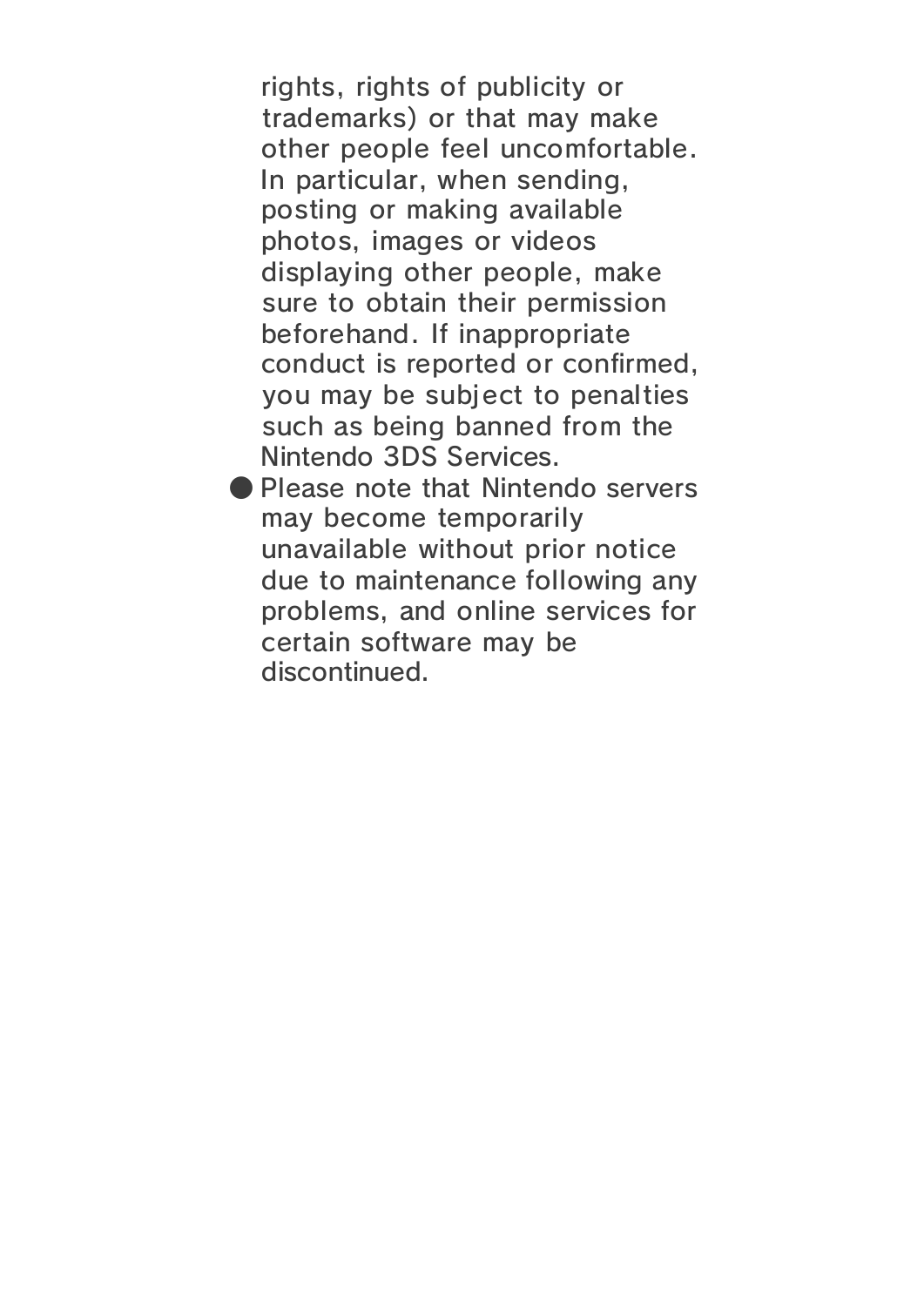rights, rights of publicity or trademarks) or that may make other people feel uncomfortable. In particular, when sending, posting or making available photos, images or videos displaying other people, make sure to obtain their permission beforehand. If inappropriate conduct is reported or confirmed, you may be subject to penalties such as being banned from the Nintendo 3DS Services.

- Please note that Nintendo servers may become temporarily unavailable without prior notice due to maintenance following any problems, and online services for certain software may be discontinued.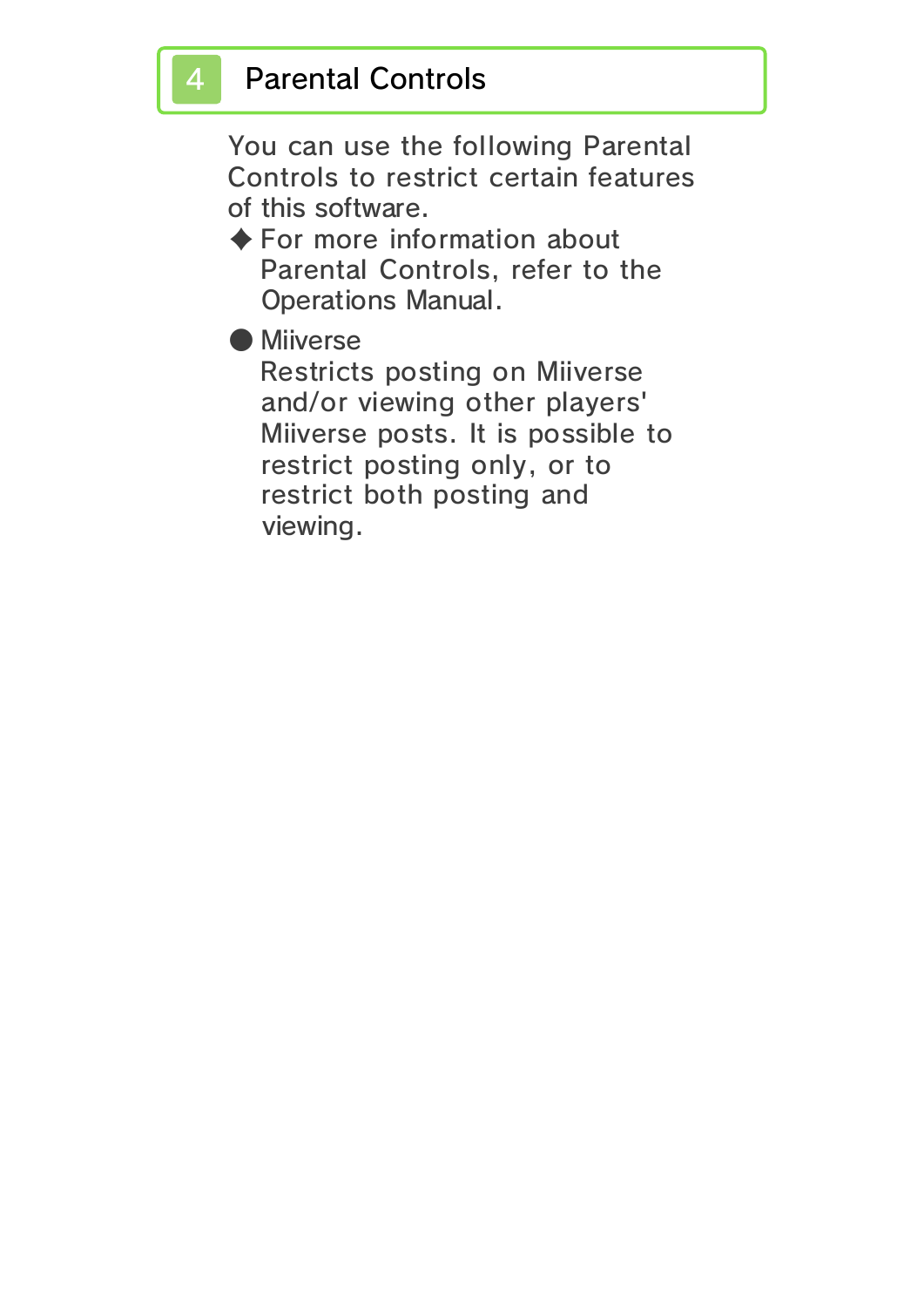## 4 Parental Controls

You can use the following Parental Controls to restrict certain features of this software.

✦ For more information about Parental Controls, refer to the Operations Manual.

- Miiverse
  Restricts posting on Miiverse and/or viewing other players' Miiverse posts. It is possible to restrict posting only, or to restrict both posting and viewing.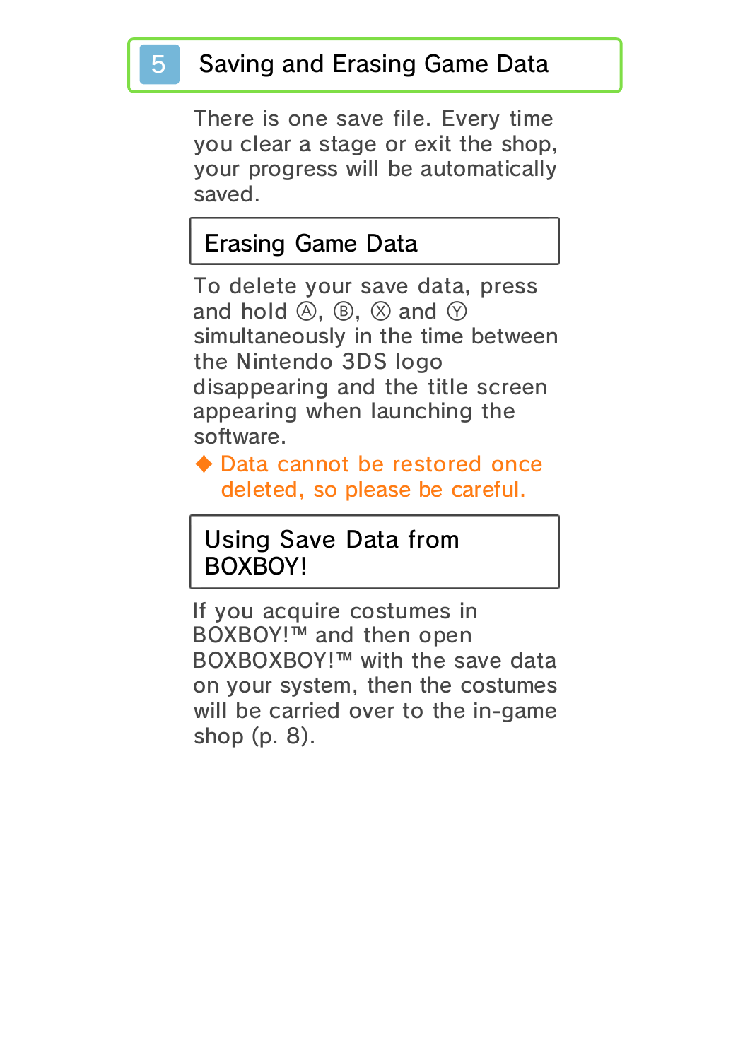## 5 Saving and Erasing Game Data

There is one save file. Every time you clear a stage or exit the shop, your progress will be automatically saved.

### Erasing Game Data

To delete your save data, press and hold Ⓐ, Ⓑ, Ⓧ and Ⓨ simultaneously in the time between the Nintendo 3DS logo disappearing and the title screen appearing when launching the software.

◆ Data cannot be restored once deleted, so please be careful.

### Using Save Data from BOXBOY!

If you acquire costumes in BOXBOY!™ and then open BOXBOXBOY!™ with the save data on your system, then the costumes will be carried over to the in-game shop (p. 8).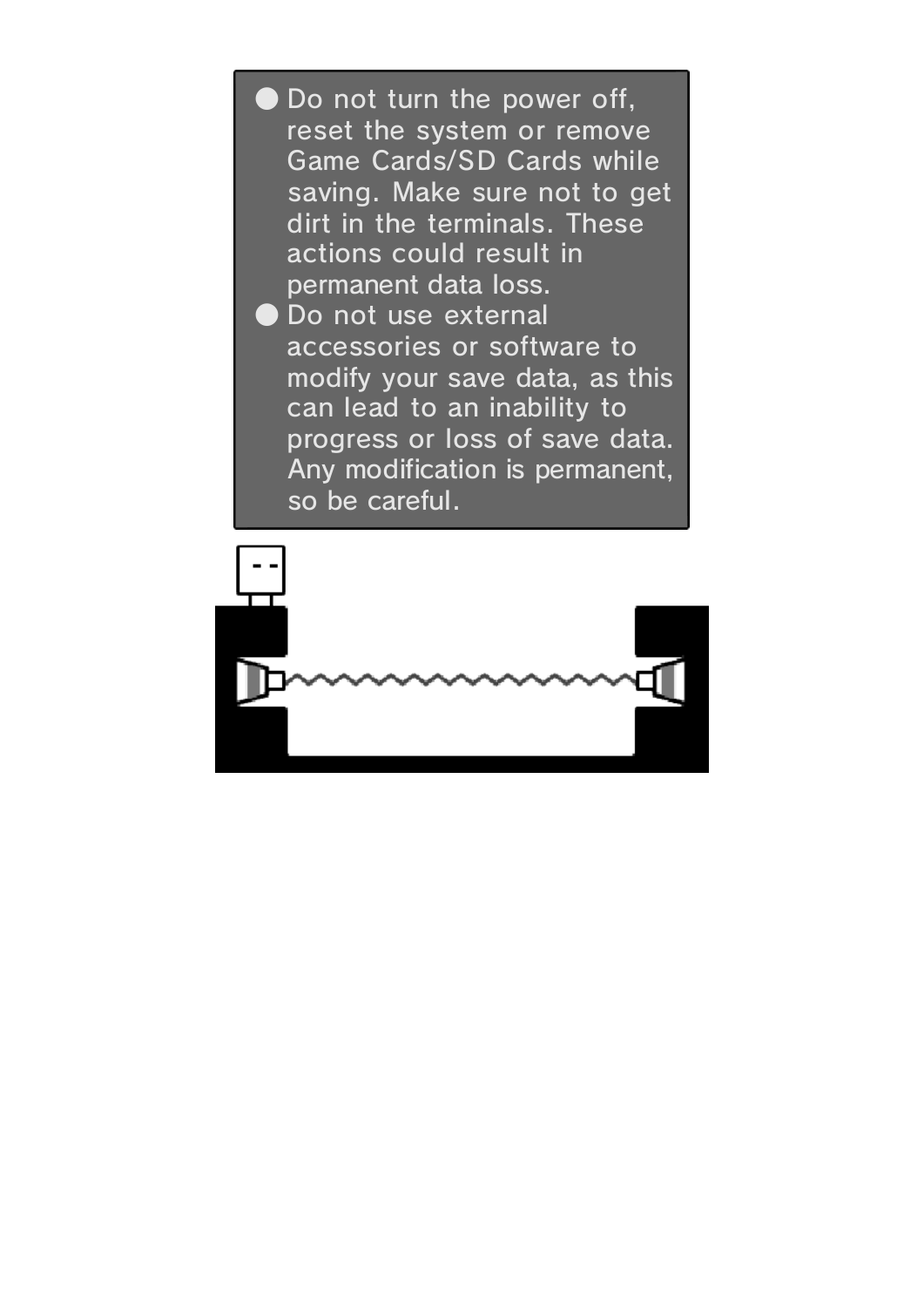- Do not turn the power off, reset the system or remove Game Cards/SD Cards while saving. Make sure not to get dirt in the terminals. These actions could result in permanent data loss.
- Do not use external accessories or software to modify your save data, as this can lead to an inability to progress or loss of save data. Any modification is permanent, so be careful.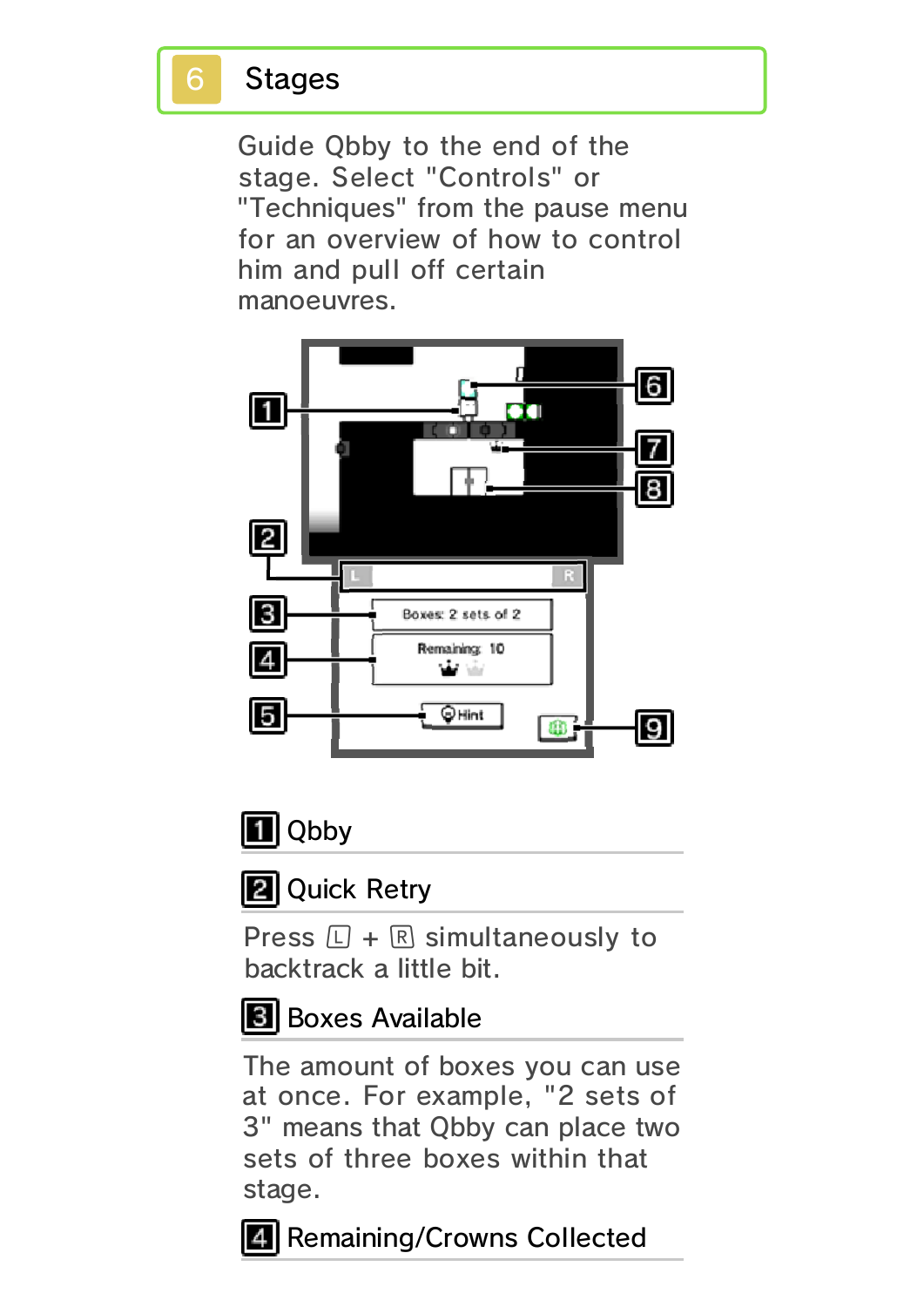## 6 Stages

Guide Qbby to the end of the stage. Select "Controls" or "Techniques" from the pause menu for an overview of how to control him and pull off certain manoeuvres.

### 1 Qbby

### 2 Quick Retry

Press L + R simultaneously to backtrack a little bit.

### 3 Boxes Available

The amount of boxes you can use at once. For example, "2 sets of 3" means that Qbby can place two sets of three boxes within that stage.

### 4 Remaining/Crowns Collected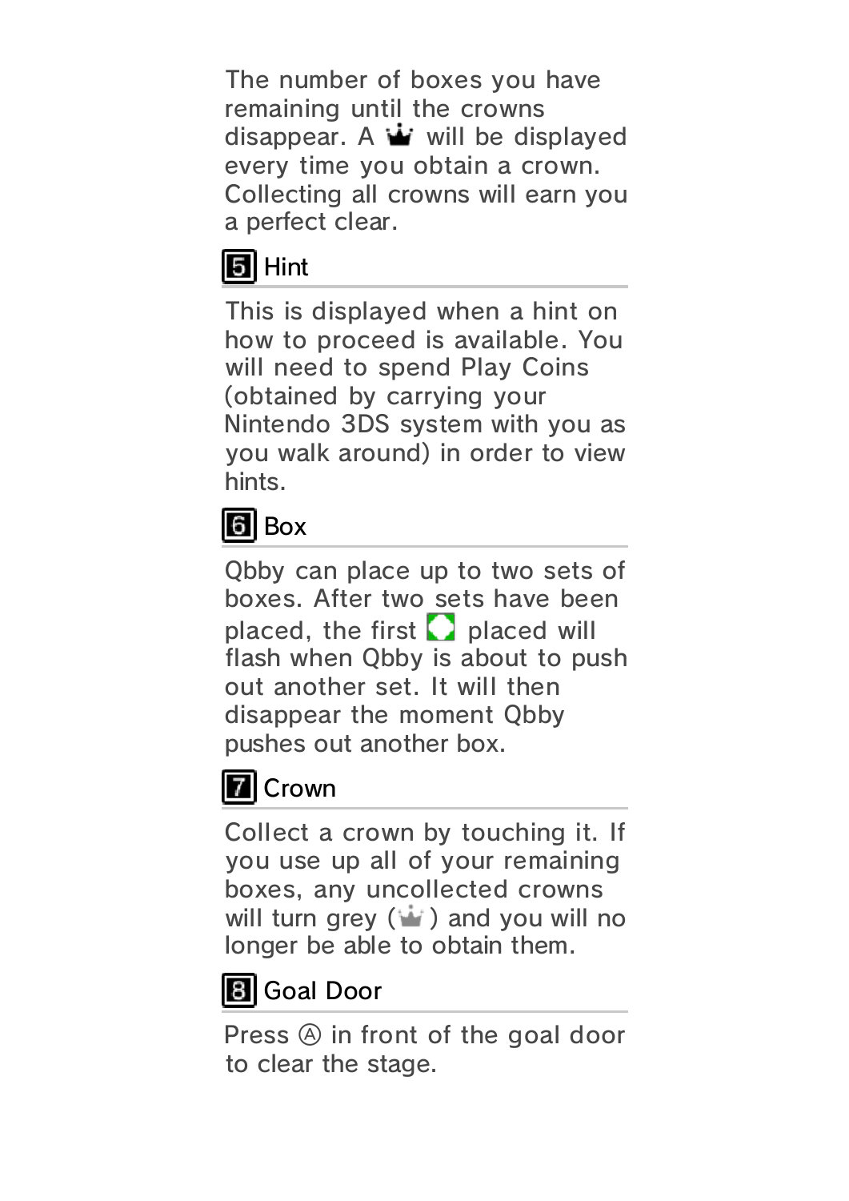The number of boxes you have remaining until the crowns disappear. A ♛ will be displayed every time you obtain a crown. Collecting all crowns will earn you a perfect clear.

### 5 Hint

This is displayed when a hint on how to proceed is available. You will need to spend Play Coins (obtained by carrying your Nintendo 3DS system with you as you walk around) in order to view hints.

### 6 Box

Qbby can place up to two sets of boxes. After two sets have been placed, the first ◻ placed will flash when Qbby is about to push out another set. It will then disappear the moment Qbby pushes out another box.

### 7 Crown

Collect a crown by touching it. If you use up all of your remaining boxes, any uncollected crowns will turn grey (♛) and you will no longer be able to obtain them.

### 8 Goal Door

Press Ⓐ in front of the goal door to clear the stage.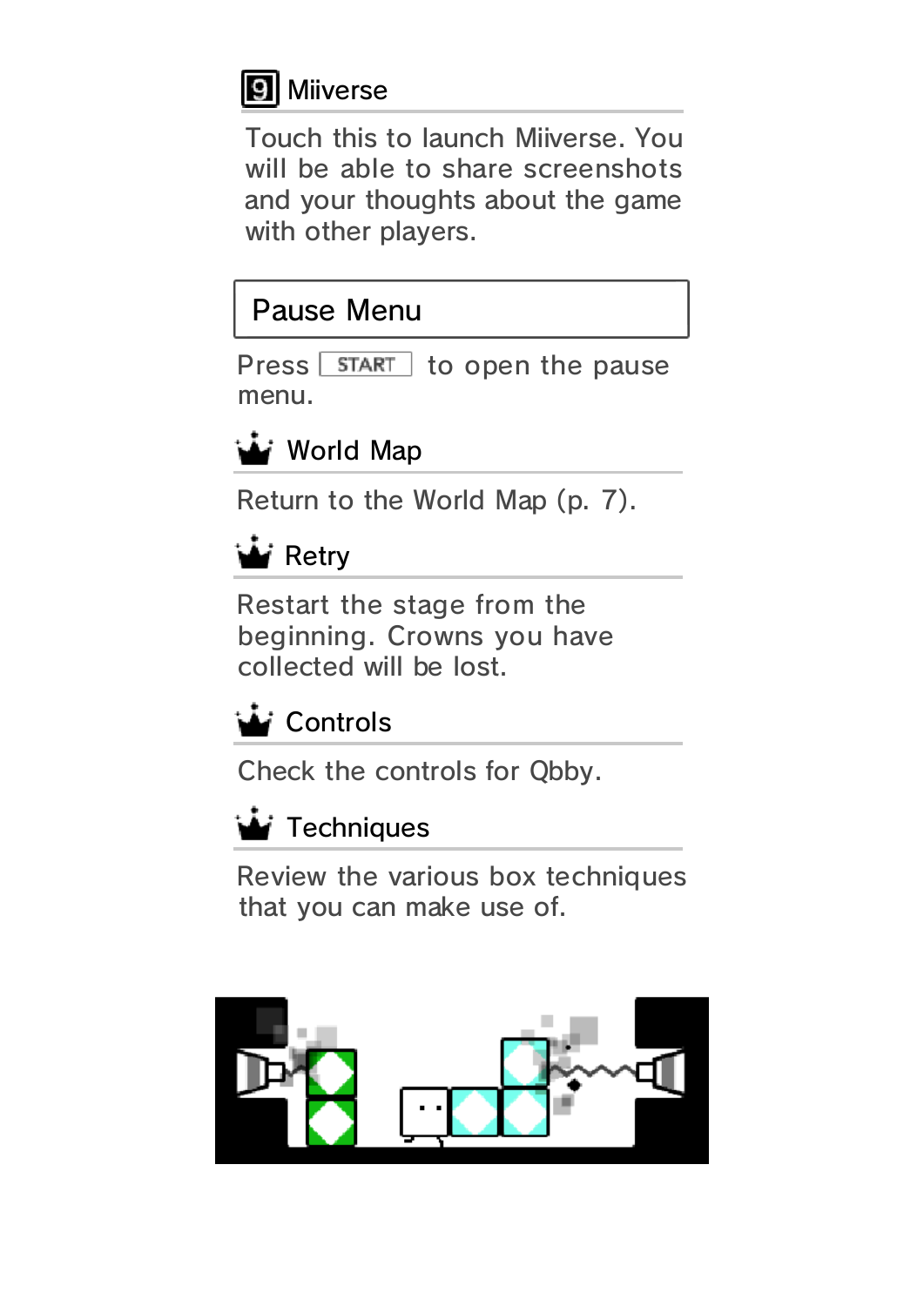### 9 Miiverse

Touch this to launch Miiverse. You will be able to share screenshots and your thoughts about the game with other players.

## Pause Menu

Press START to open the pause menu.

### World Map

Return to the World Map (p. 7).

### Retry

Restart the stage from the beginning. Crowns you have collected will be lost.

### Controls

Check the controls for Qbby.

### Techniques

Review the various box techniques that you can make use of.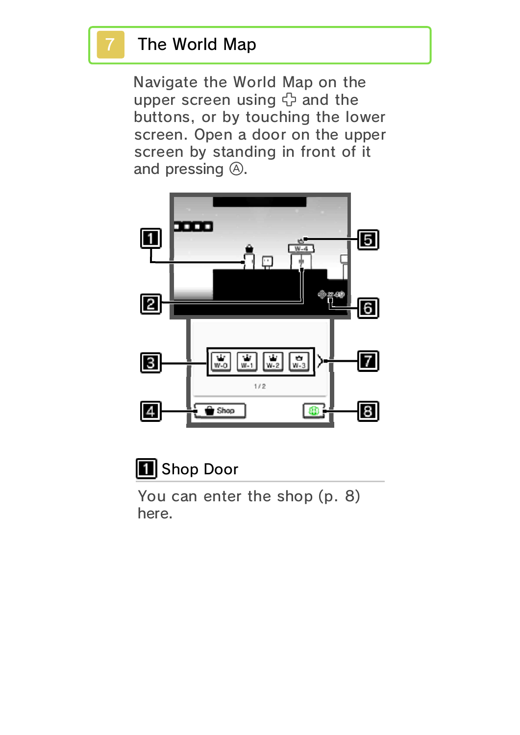# 7 The World Map

Navigate the World Map on the upper screen using ✣ and the buttons, or by touching the lower screen. Open a door on the upper screen by standing in front of it and pressing Ⓐ.

### 1 Shop Door

You can enter the shop (p. 8) here.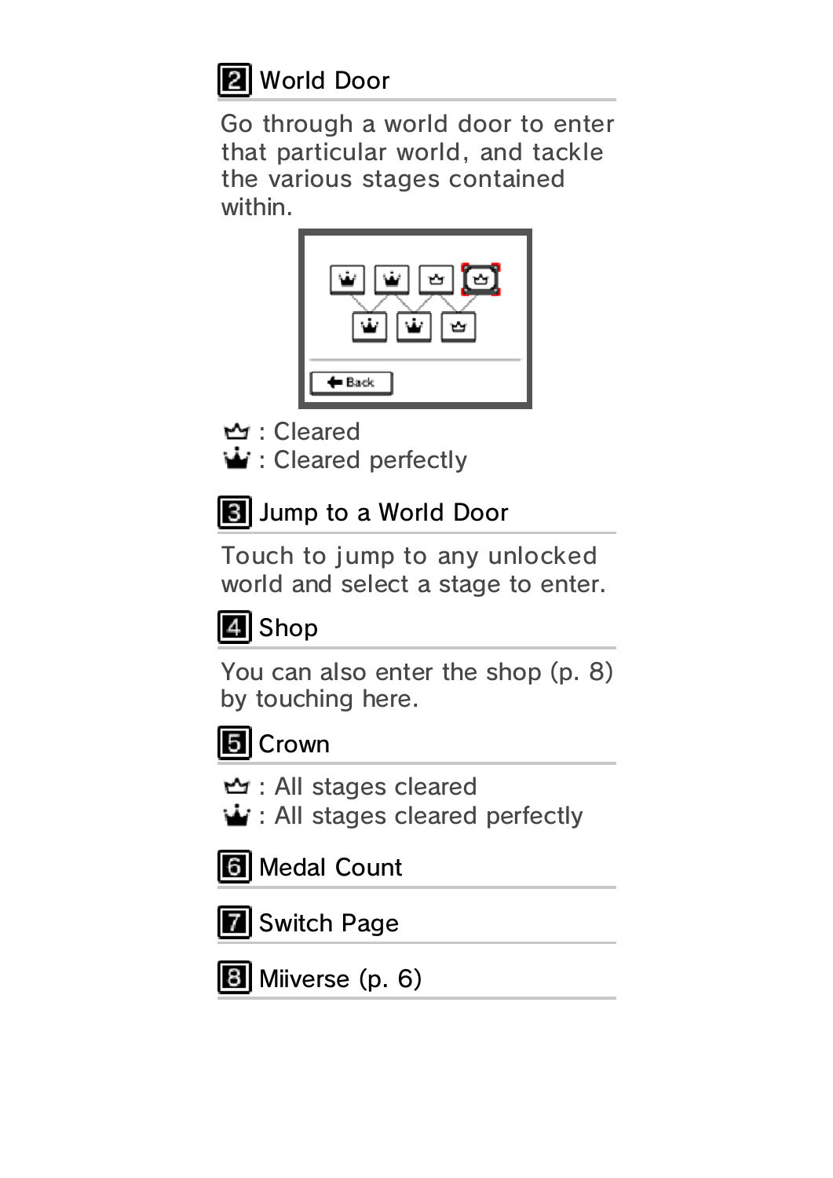## 2 World Door

Go through a world door to enter that particular world, and tackle the various stages contained within.

♔ : Cleared
♛ : Cleared perfectly

## 3 Jump to a World Door

Touch to jump to any unlocked world and select a stage to enter.

## 4 Shop

You can also enter the shop (p. 8) by touching here.

## 5 Crown

♔ : All stages cleared
♛ : All stages cleared perfectly

## 6 Medal Count

## 7 Switch Page

## 8 Miiverse (p. 6)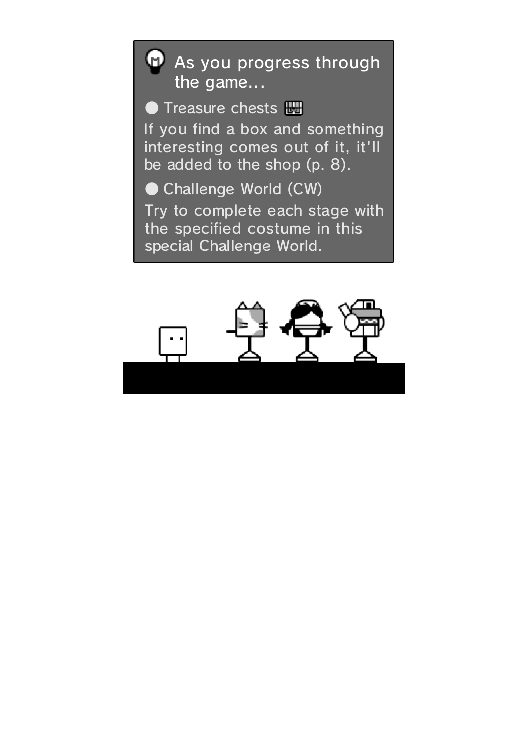### As you progress through the game…

- **Treasure chests**

If you find a box and something interesting comes out of it, it'll be added to the shop (p. 8).

- **Challenge World (CW)**

Try to complete each stage with the specified costume in this special Challenge World.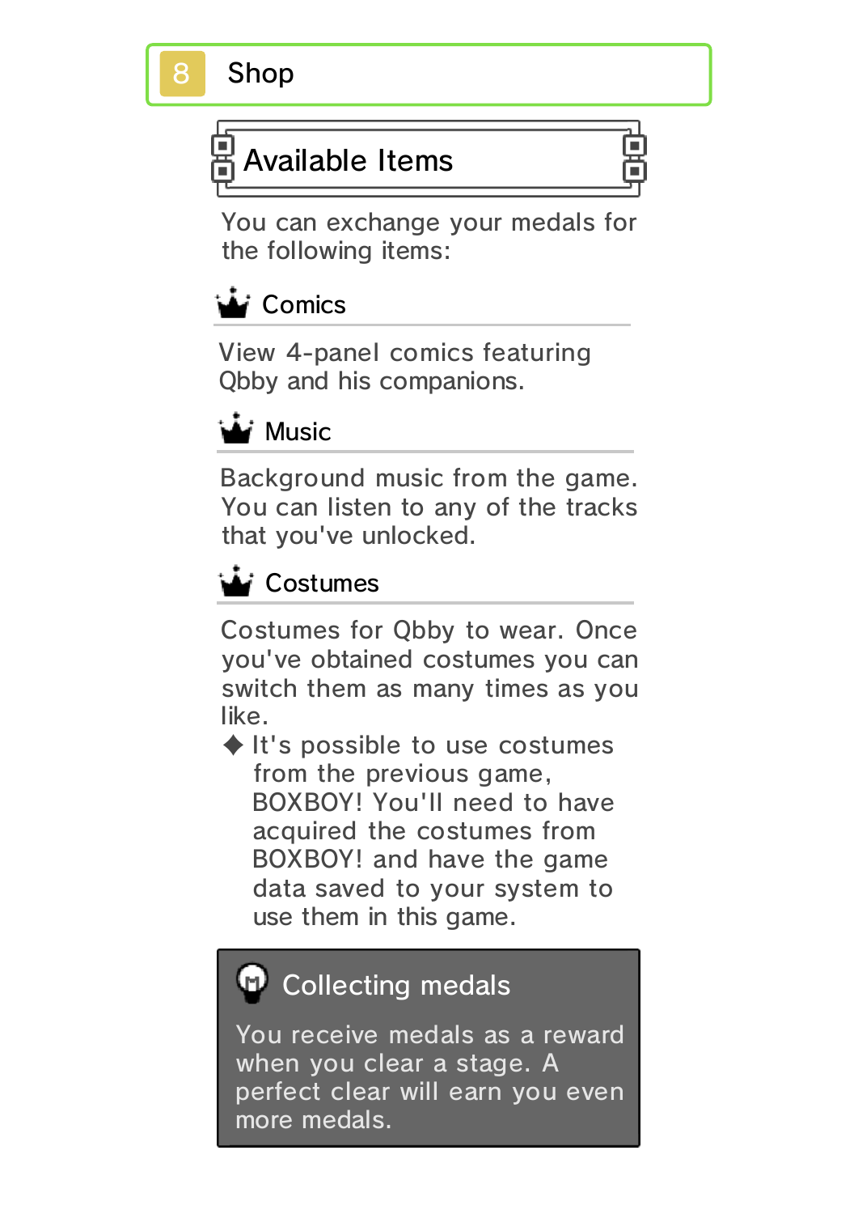# 8 Shop

## Available Items

You can exchange your medals for the following items:

### Comics

View 4-panel comics featuring Qbby and his companions.

### Music

Background music from the game. You can listen to any of the tracks that you've unlocked.

### Costumes

Costumes for Qbby to wear. Once you've obtained costumes you can switch them as many times as you like.

◆ It's possible to use costumes from the previous game, BOXBOY! You'll need to have acquired the costumes from BOXBOY! and have the game data saved to your system to use them in this game.

> **Collecting medals**
>
> You receive medals as a reward when you clear a stage. A perfect clear will earn you even more medals.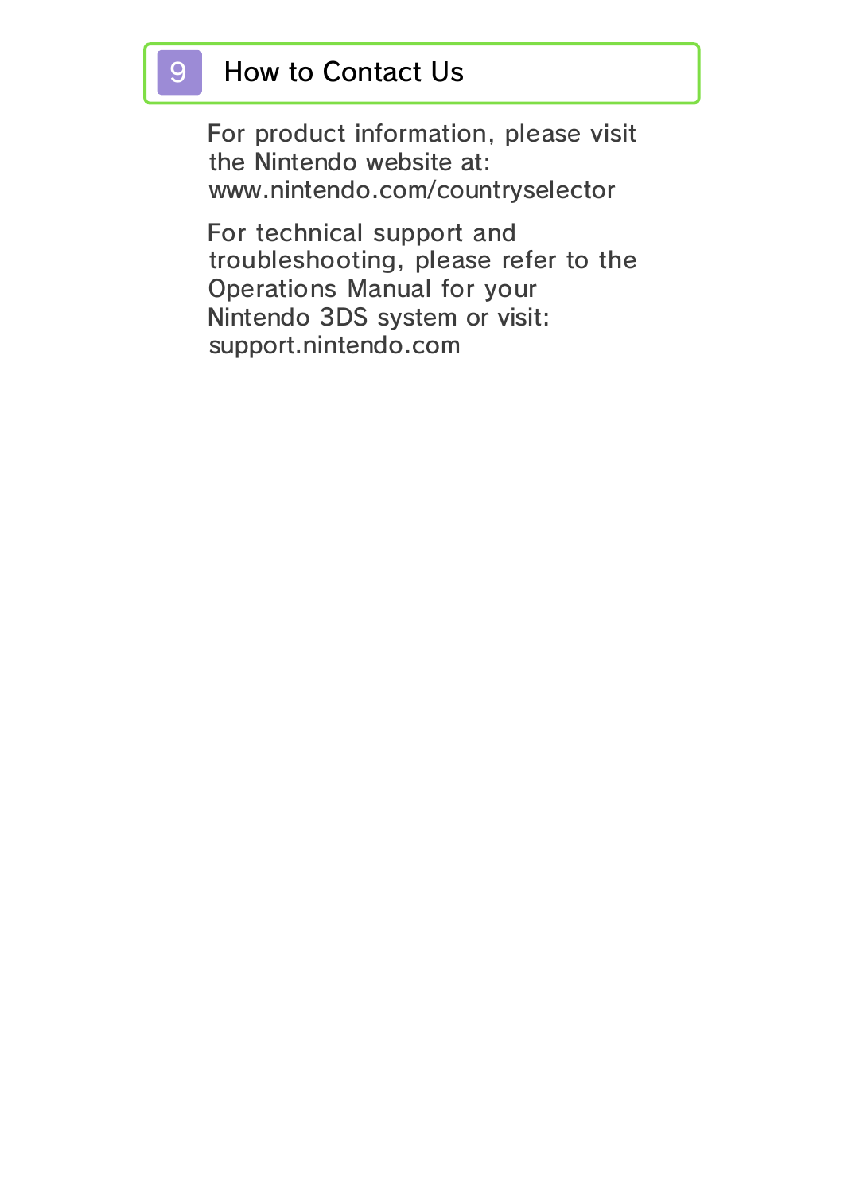## 9 How to Contact Us

For product information, please visit the Nintendo website at:
www.nintendo.com/countryselector

For technical support and troubleshooting, please refer to the Operations Manual for your Nintendo 3DS system or visit:
support.nintendo.com